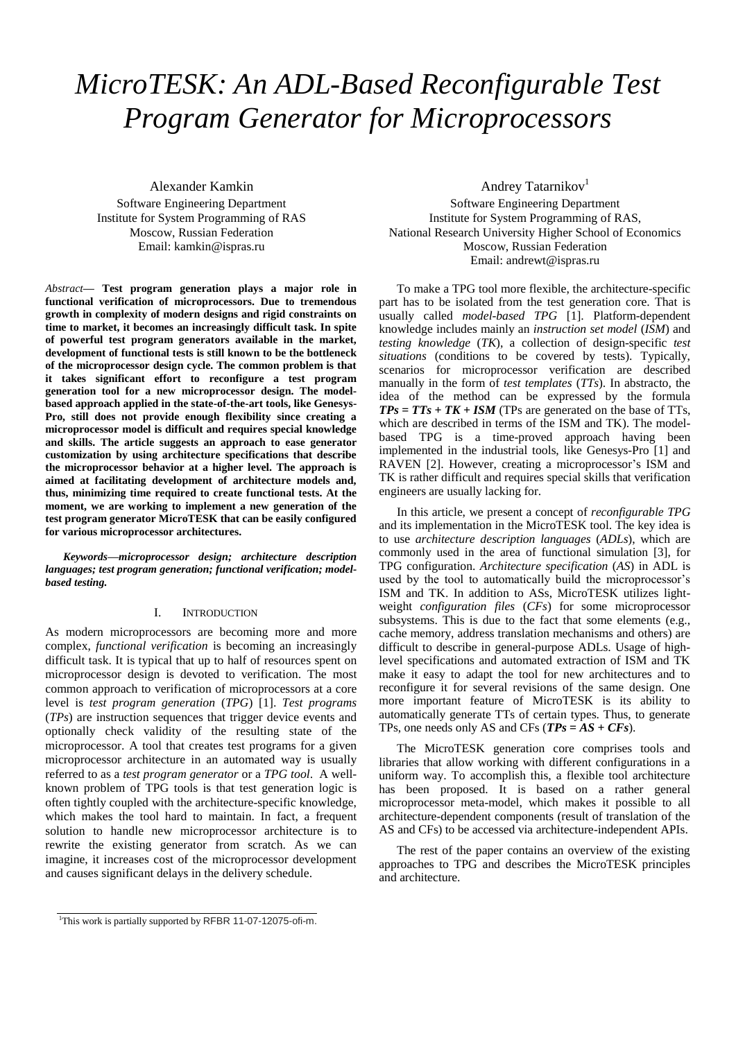# *MicroTESK: An ADL-Based Reconfigurable Test Program Generator for Microprocessors*

Alexander Kamkin
Software Engineering Department
Institute for System Programming of RAS
Moscow, Russian Federation
Email: kamkin@ispras.ru

Andrey Tatarnikov[1]
Software Engineering Department
Institute for System Programming of RAS,
National Research University Higher School of Economics
Moscow, Russian Federation
Email: andrewt@ispras.ru

*Abstract***— Test program generation plays a major role in functional verification of microprocessors. Due to tremendous growth in complexity of modern designs and rigid constraints on time to market, it becomes an increasingly difficult task. In spite of powerful test program generators available in the market, development of functional tests is still known to be the bottleneck of the microprocessor design cycle. The common problem is that it takes significant effort to reconfigure a test program generation tool for a new microprocessor design. The model-based approach applied in the state-of-the-art tools, like Genesys-Pro, still does not provide enough flexibility since creating a microprocessor model is difficult and requires special knowledge and skills. The article suggests an approach to ease generator customization by using architecture specifications that describe the microprocessor behavior at a higher level. The approach is aimed at facilitating development of architecture models and, thus, minimizing time required to create functional tests. At the moment, we are working to implement a new generation of the test program generator MicroTESK that can be easily configured for various microprocessor architectures.**

***Keywords—microprocessor design; architecture description languages; test program generation; functional verification; model-based testing.***

## I. Introduction

As modern microprocessors are becoming more and more complex, *functional verification* is becoming an increasingly difficult task. It is typical that up to half of resources spent on microprocessor design is devoted to verification. The most common approach to verification of microprocessors at a core level is *test program generation* (*TPG*) [1]. *Test programs* (*TPs*) are instruction sequences that trigger device events and optionally check validity of the resulting state of the microprocessor. A tool that creates test programs for a given microprocessor architecture in an automated way is usually referred to as a *test program generator* or a *TPG tool*. A well-known problem of TPG tools is that test generation logic is often tightly coupled with the architecture-specific knowledge, which makes the tool hard to maintain. In fact, a frequent solution to handle new microprocessor architecture is to rewrite the existing generator from scratch. As we can imagine, it increases cost of the microprocessor development and causes significant delays in the delivery schedule.

To make a TPG tool more flexible, the architecture-specific part has to be isolated from the test generation core. That is usually called *model-based TPG* [1]. Platform-dependent knowledge includes mainly an *instruction set model* (*ISM*) and *testing knowledge* (*TK*), a collection of design-specific *test situations* (conditions to be covered by tests). Typically, scenarios for microprocessor verification are described manually in the form of *test templates* (*TTs*). In abstracto, the idea of the method can be expressed by the formula ***TPs = TTs + TK + ISM*** (TPs are generated on the base of TTs, which are described in terms of the ISM and TK). The model-based TPG is a time-proved approach having been implemented in the industrial tools, like Genesys-Pro [1] and RAVEN [2]. However, creating a microprocessor's ISM and TK is rather difficult and requires special skills that verification engineers are usually lacking for.

In this article, we present a concept of *reconfigurable TPG* and its implementation in the MicroTESK tool. The key idea is to use *architecture description languages* (*ADLs*), which are commonly used in the area of functional simulation [3], for TPG configuration. *Architecture specification* (*AS*) in ADL is used by the tool to automatically build the microprocessor's ISM and TK. In addition to ASs, MicroTESK utilizes light-weight *configuration files* (*CFs*) for some microprocessor subsystems. This is due to the fact that some elements (e.g., cache memory, address translation mechanisms and others) are difficult to describe in general-purpose ADLs. Usage of high-level specifications and automated extraction of ISM and TK make it easy to adapt the tool for new architectures and to reconfigure it for several revisions of the same design. One more important feature of MicroTESK is its ability to automatically generate TTs of certain types. Thus, to generate TPs, one needs only AS and CFs (***TPs = AS + CFs***).

The MicroTESK generation core comprises tools and libraries that allow working with different configurations in a uniform way. To accomplish this, a flexible tool architecture has been proposed. It is based on a rather general microprocessor meta-model, which makes it possible to all architecture-dependent components (result of translation of the AS and CFs) to be accessed via architecture-independent APIs.

The rest of the paper contains an overview of the existing approaches to TPG and describes the MicroTESK principles and architecture.

[1] This work is partially supported by RFBR 11-07-12075-ofi-m.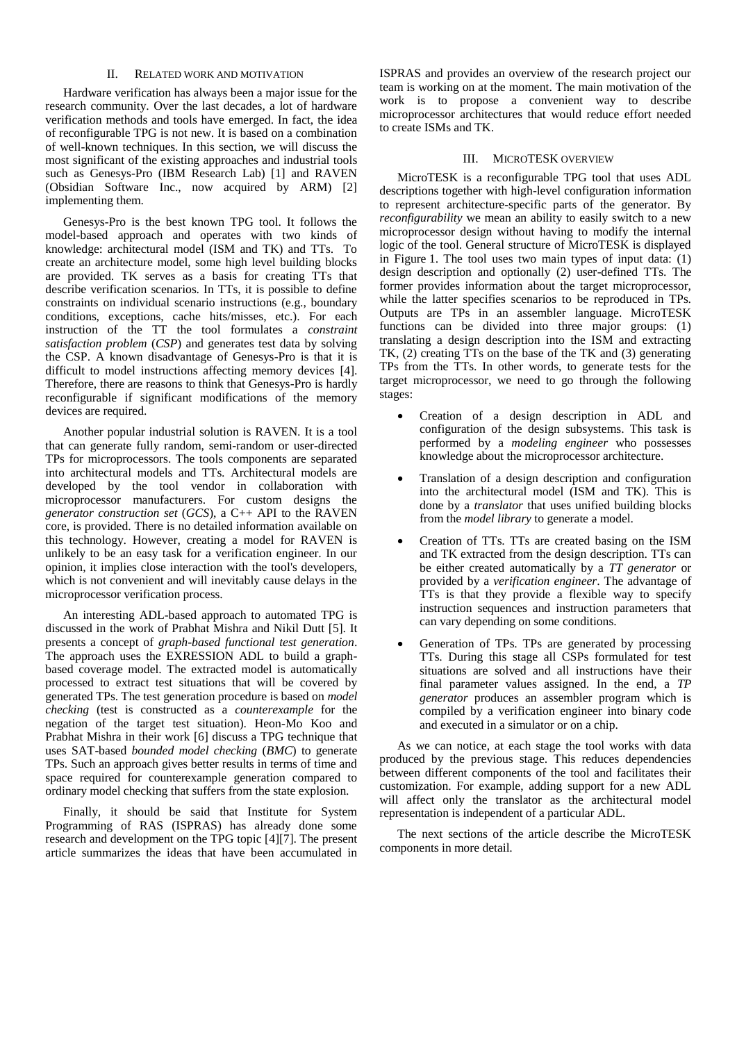## II. Related work and motivation

Hardware verification has always been a major issue for the research community. Over the last decades, a lot of hardware verification methods and tools have emerged. In fact, the idea of reconfigurable TPG is not new. It is based on a combination of well-known techniques. In this section, we will discuss the most significant of the existing approaches and industrial tools such as Genesys-Pro (IBM Research Lab) [1] and RAVEN (Obsidian Software Inc., now acquired by ARM) [2] implementing them.

Genesys-Pro is the best known TPG tool. It follows the model-based approach and operates with two kinds of knowledge: architectural model (ISM and TK) and TTs. To create an architecture model, some high level building blocks are provided. TK serves as a basis for creating TTs that describe verification scenarios. In TTs, it is possible to define constraints on individual scenario instructions (e.g., boundary conditions, exceptions, cache hits/misses, etc.). For each instruction of the TT the tool formulates a *constraint satisfaction problem* (*CSP*) and generates test data by solving the CSP. A known disadvantage of Genesys-Pro is that it is difficult to model instructions affecting memory devices [4]. Therefore, there are reasons to think that Genesys-Pro is hardly reconfigurable if significant modifications of the memory devices are required.

Another popular industrial solution is RAVEN. It is a tool that can generate fully random, semi-random or user-directed TPs for microprocessors. The tools components are separated into architectural models and TTs. Architectural models are developed by the tool vendor in collaboration with microprocessor manufacturers. For custom designs the *generator construction set* (*GCS*), a C++ API to the RAVEN core, is provided. There is no detailed information available on this technology. However, creating a model for RAVEN is unlikely to be an easy task for a verification engineer. In our opinion, it implies close interaction with the tool's developers, which is not convenient and will inevitably cause delays in the microprocessor verification process.

An interesting ADL-based approach to automated TPG is discussed in the work of Prabhat Mishra and Nikil Dutt [5]. It presents a concept of *graph-based functional test generation*. The approach uses the EXPRESSION ADL to build a graph-based coverage model. The extracted model is automatically processed to extract test situations that will be covered by generated TPs. The test generation procedure is based on *model checking* (test is constructed as a *counterexample* for the negation of the target test situation). Heon-Mo Koo and Prabhat Mishra in their work [6] discuss a TPG technique that uses SAT-based *bounded model checking* (*BMC*) to generate TPs. Such an approach gives better results in terms of time and space required for counterexample generation compared to ordinary model checking that suffers from the state explosion.

Finally, it should be said that Institute for System Programming of RAS (ISPRAS) has already done some research and development on the TPG topic [4][7]. The present article summarizes the ideas that have been accumulated in ISPRAS and provides an overview of the research project our team is working on at the moment. The main motivation of the work is to propose a convenient way to describe microprocessor architectures that would reduce effort needed to create ISMs and TK.

## III. MicroTESK overview

MicroTESK is a reconfigurable TPG tool that uses ADL descriptions together with high-level configuration information to represent architecture-specific parts of the generator. By *reconfigurability* we mean an ability to easily switch to a new microprocessor design without having to modify the internal logic of the tool. General structure of MicroTESK is displayed in Figure 1. The tool uses two main types of input data: (1) design description and optionally (2) user-defined TTs. The former provides information about the target microprocessor, while the latter specifies scenarios to be reproduced in TPs. Outputs are TPs in an assembler language. MicroTESK functions can be divided into three major groups: (1) translating a design description into the ISM and extracting TK, (2) creating TTs on the base of the TK and (3) generating TPs from the TTs. In other words, to generate tests for the target microprocessor, we need to go through the following stages:

- Creation of a design description in ADL and configuration of the design subsystems. This task is performed by a *modeling engineer* who possesses knowledge about the microprocessor architecture.
- Translation of a design description and configuration into the architectural model (ISM and TK). This is done by a *translator* that uses unified building blocks from the *model library* to generate a model.
- Creation of TTs. TTs are created basing on the ISM and TK extracted from the design description. TTs can be either created automatically by a *TT generator* or provided by a *verification engineer*. The advantage of TTs is that they provide a flexible way to specify instruction sequences and instruction parameters that can vary depending on some conditions.
- Generation of TPs. TPs are generated by processing TTs. During this stage all CSPs formulated for test situations are solved and all instructions have their final parameter values assigned. In the end, a *TP generator* produces an assembler program which is compiled by a verification engineer into binary code and executed in a simulator or on a chip.

As we can notice, at each stage the tool works with data produced by the previous stage. This reduces dependencies between different components of the tool and facilitates their customization. For example, adding support for a new ADL will affect only the translator as the architectural model representation is independent of a particular ADL.

The next sections of the article describe the MicroTESK components in more detail.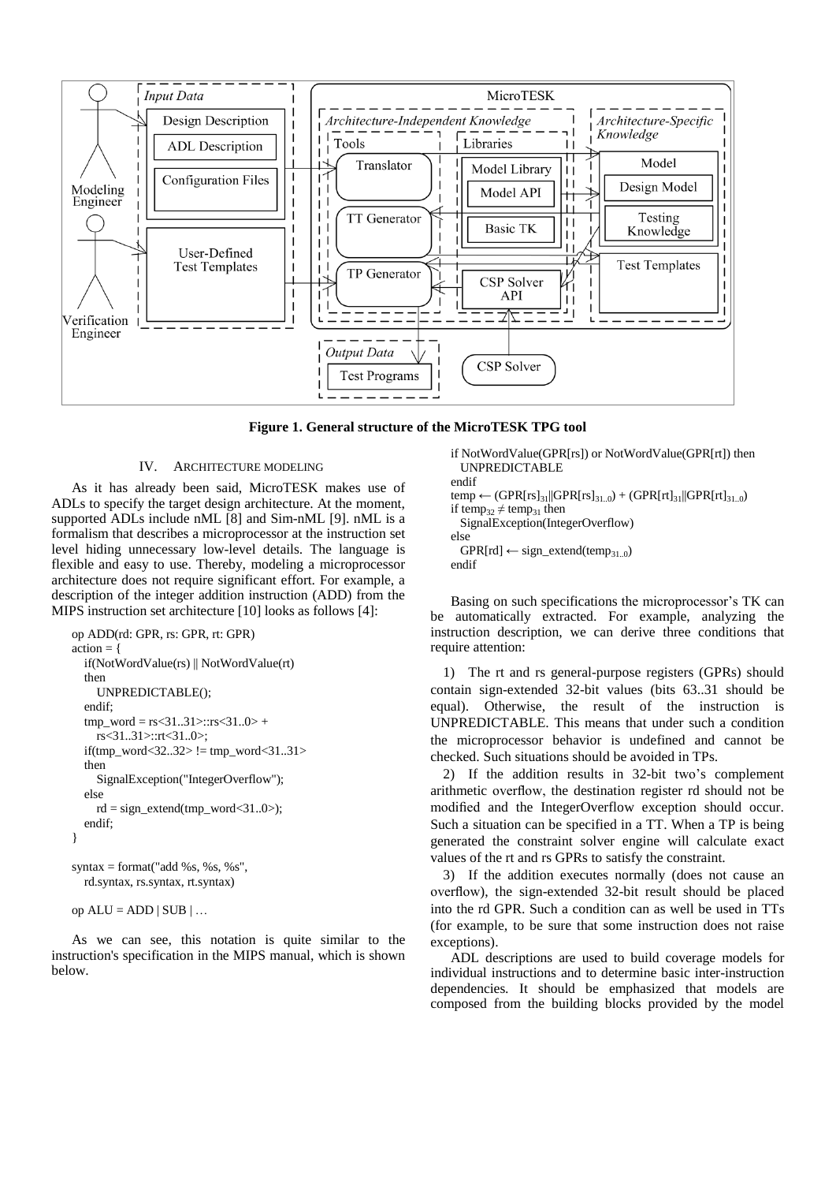**Figure 1. General structure of the MicroTESK TPG tool**

## IV. ARCHITECTURE MODELING

As it has already been said, MicroTESK makes use of ADLs to specify the target design architecture. At the moment, supported ADLs include nML [8] and Sim-nML [9]. nML is a formalism that describes a microprocessor at the instruction set level hiding unnecessary low-level details. The language is flexible and easy to use. Thereby, modeling a microprocessor architecture does not require significant effort. For example, a description of the integer addition instruction (ADD) from the MIPS instruction set architecture [10] looks as follows [4]:

```
op ADD(rd: GPR, rs: GPR, rt: GPR)
action = {
   if(NotWordValue(rs) || NotWordValue(rt)
   then
      UNPREDICTABLE();
   endif;
   tmp_word = rs<31..31>::rs<31..0> +
      rs<31..31>::rt<31..0>;
   if(tmp_word<32..32> != tmp_word<31..31>
   then
      SignalException("IntegerOverflow");
   else
      rd = sign_extend(tmp_word<31..0>);
   endif;
}

syntax = format("add %s, %s, %s",
   rd.syntax, rs.syntax, rt.syntax)

op ALU = ADD | SUB | …
```

As we can see, this notation is quite similar to the instruction's specification in the MIPS manual, which is shown below.

```
if NotWordValue(GPR[rs]) or NotWordValue(GPR[rt]) then
   UNPREDICTABLE
endif
temp ← (GPR[rs]_31||GPR[rs]_31..0) + (GPR[rt]_31||GPR[rt]_31..0)
if temp_32 ≠ temp_31 then
   SignalException(IntegerOverflow)
else
   GPR[rd] ← sign_extend(temp_31..0)
endif
```

Basing on such specifications the microprocessor's TK can be automatically extracted. For example, analyzing the instruction description, we can derive three conditions that require attention:

1) The rt and rs general-purpose registers (GPRs) should contain sign-extended 32-bit values (bits 63..31 should be equal). Otherwise, the result of the instruction is UNPREDICTABLE. This means that under such a condition the microprocessor behavior is undefined and cannot be checked. Such situations should be avoided in TPs.

2) If the addition results in 32-bit two's complement arithmetic overflow, the destination register rd should not be modified and the IntegerOverflow exception should occur. Such a situation can be specified in a TT. When a TP is being generated the constraint solver engine will calculate exact values of the rt and rs GPRs to satisfy the constraint.

3) If the addition executes normally (does not cause an overflow), the sign-extended 32-bit result should be placed into the rd GPR. Such a condition can as well be used in TTs (for example, to be sure that some instruction does not raise exceptions).

ADL descriptions are used to build coverage models for individual instructions and to determine basic inter-instruction dependencies. It should be emphasized that models are composed from the building blocks provided by the model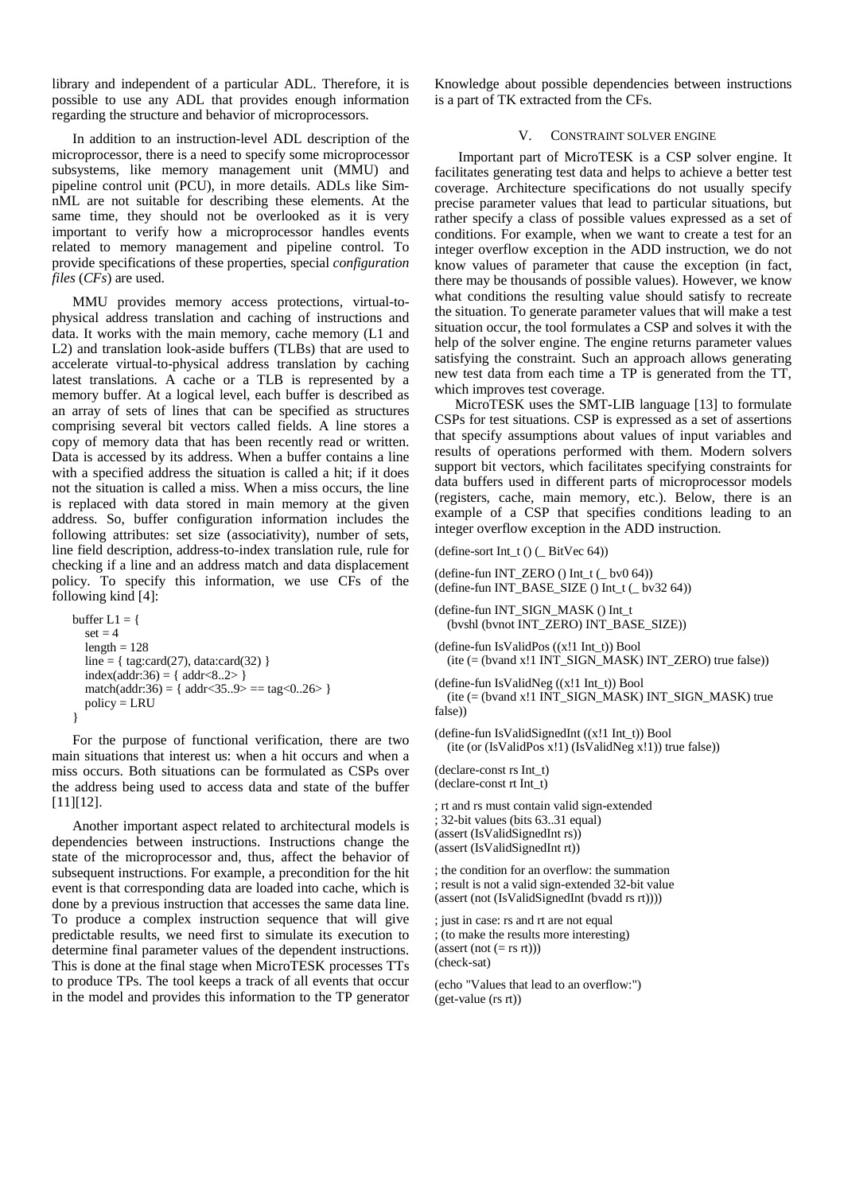library and independent of a particular ADL. Therefore, it is possible to use any ADL that provides enough information regarding the structure and behavior of microprocessors.

In addition to an instruction-level ADL description of the microprocessor, there is a need to specify some microprocessor subsystems, like memory management unit (MMU) and pipeline control unit (PCU), in more details. ADLs like Sim-nML are not suitable for describing these elements. At the same time, they should not be overlooked as it is very important to verify how a microprocessor handles events related to memory management and pipeline control. To provide specifications of these properties, special *configuration files* (*CFs*) are used.

MMU provides memory access protections, virtual-to-physical address translation and caching of instructions and data. It works with the main memory, cache memory (L1 and L2) and translation look-aside buffers (TLBs) that are used to accelerate virtual-to-physical address translation by caching latest translations. A cache or a TLB is represented by a memory buffer. At a logical level, each buffer is described as an array of sets of lines that can be specified as structures comprising several bit vectors called fields. A line stores a copy of memory data that has been recently read or written. Data is accessed by its address. When a buffer contains a line with a specified address the situation is called a hit; if it does not the situation is called a miss. When a miss occurs, the line is replaced with data stored in main memory at the given address. So, buffer configuration information includes the following attributes: set size (associativity), number of sets, line field description, address-to-index translation rule, rule for checking if a line and an address match and data displacement policy. To specify this information, we use CFs of the following kind [4]:

```
buffer L1 = {
   set = 4
   length = 128
   line = { tag:card(27), data:card(32) }
   index(addr:36) = { addr<8..2> }
   match(addr:36) = { addr<35..9> == tag<0..26> }
   policy = LRU
}
```

For the purpose of functional verification, there are two main situations that interest us: when a hit occurs and when a miss occurs. Both situations can be formulated as CSPs over the address being used to access data and state of the buffer [11][12].

Another important aspect related to architectural models is dependencies between instructions. Instructions change the state of the microprocessor and, thus, affect the behavior of subsequent instructions. For example, a precondition for the hit event is that corresponding data are loaded into cache, which is done by a previous instruction that accesses the same data line. To produce a complex instruction sequence that will give predictable results, we need first to simulate its execution to determine final parameter values of the dependent instructions. This is done at the final stage when MicroTESK processes TTs to produce TPs. The tool keeps a track of all events that occur in the model and provides this information to the TP generator Knowledge about possible dependencies between instructions is a part of TK extracted from the CFs.

## V. Constraint Solver Engine

Important part of MicroTESK is a CSP solver engine. It facilitates generating test data and helps to achieve a better test coverage. Architecture specifications do not usually specify precise parameter values that lead to particular situations, but rather specify a class of possible values expressed as a set of conditions. For example, when we want to create a test for an integer overflow exception in the ADD instruction, we do not know values of parameter that cause the exception (in fact, there may be thousands of possible values). However, we know what conditions the resulting value should satisfy to recreate the situation. To generate parameter values that will make a test situation occur, the tool formulates a CSP and solves it with the help of the solver engine. The engine returns parameter values satisfying the constraint. Such an approach allows generating new test data from each time a TP is generated from the TT, which improves test coverage.

MicroTESK uses the SMT-LIB language [13] to formulate CSPs for test situations. CSP is expressed as a set of assertions that specify assumptions about values of input variables and results of operations performed with them. Modern solvers support bit vectors, which facilitates specifying constraints for data buffers used in different parts of microprocessor models (registers, cache, main memory, etc.). Below, there is an example of a CSP that specifies conditions leading to an integer overflow exception in the ADD instruction.

```
(define-sort Int_t () (_ BitVec 64))

(define-fun INT_ZERO () Int_t (_ bv0 64))
(define-fun INT_BASE_SIZE () Int_t (_ bv32 64))

(define-fun INT_SIGN_MASK () Int_t
   (bvshl (bvnot INT_ZERO) INT_BASE_SIZE))

(define-fun IsValidPos ((x!1 Int_t)) Bool
   (ite (= (bvand x!1 INT_SIGN_MASK) INT_ZERO) true false))

(define-fun IsValidNeg ((x!1 Int_t)) Bool
   (ite (= (bvand x!1 INT_SIGN_MASK) INT_SIGN_MASK) true
false))

(define-fun IsValidSignedInt ((x!1 Int_t)) Bool
   (ite (or (IsValidPos x!1) (IsValidNeg x!1)) true false))

(declare-const rs Int_t)
(declare-const rt Int_t)

; rt and rs must contain valid sign-extended
; 32-bit values (bits 63..31 equal)
(assert (IsValidSignedInt rs))
(assert (IsValidSignedInt rt))

; the condition for an overflow: the summation
; result is not a valid sign-extended 32-bit value
(assert (not (IsValidSignedInt (bvadd rs rt))))

; just in case: rs and rt are not equal
; (to make the results more interesting)
(assert (not (= rs rt)))
(check-sat)

(echo "Values that lead to an overflow:")
(get-value (rs rt))
```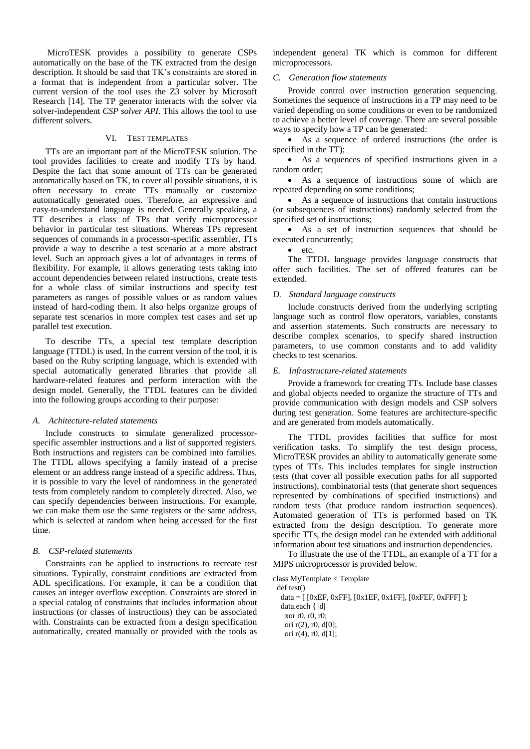MicroTESK provides a possibility to generate CSPs automatically on the base of the TK extracted from the design description. It should be said that TK's constraints are stored in a format that is independent from a particular solver. The current version of the tool uses the Z3 solver by Microsoft Research [14]. The TP generator interacts with the solver via solver-independent *CSP solver API*. This allows the tool to use different solvers.

## VI. Test templates

TTs are an important part of the MicroTESK solution. The tool provides facilities to create and modify TTs by hand. Despite the fact that some amount of TTs can be generated automatically based on TK, to cover all possible situations, it is often necessary to create TTs manually or customize automatically generated ones. Therefore, an expressive and easy-to-understand language is needed. Generally speaking, a TT describes a class of TPs that verify microprocessor behavior in particular test situations. Whereas TPs represent sequences of commands in a processor-specific assembler, TTs provide a way to describe a test scenario at a more abstract level. Such an approach gives a lot of advantages in terms of flexibility. For example, it allows generating tests taking into account dependencies between related instructions, create tests for a whole class of similar instructions and specify test parameters as ranges of possible values or as random values instead of hard-coding them. It also helps organize groups of separate test scenarios in more complex test cases and set up parallel test execution.

To describe TTs, a special test template description language (TTDL) is used. In the current version of the tool, it is based on the Ruby scripting language, which is extended with special automatically generated libraries that provide all hardware-related features and perform interaction with the design model. Generally, the TTDL features can be divided into the following groups according to their purpose:

### *A. Achitecture-related statements*

Include constructs to simulate generalized processor-specific assembler instructions and a list of supported registers. Both instructions and registers can be combined into families. The TTDL allows specifying a family instead of a precise element or an address range instead of a specific address. Thus, it is possible to vary the level of randomness in the generated tests from completely random to completely directed. Also, we can specify dependencies between instructions. For example, we can make them use the same registers or the same address, which is selected at random when being accessed for the first time.

### *B. CSP-related statements*

Constraints can be applied to instructions to recreate test situations. Typically, constraint conditions are extracted from ADL specifications. For example, it can be a condition that causes an integer overflow exception. Constraints are stored in a special catalog of constraints that includes information about instructions (or classes of instructions) they can be associated with. Constraints can be extracted from a design specification automatically, created manually or provided with the tools as independent general TK which is common for different microprocessors.

### *C. Generation flow statements*

Provide control over instruction generation sequencing. Sometimes the sequence of instructions in a TP may need to be varied depending on some conditions or even to be randomized to achieve a better level of coverage. There are several possible ways to specify how a TP can be generated:

- As a sequence of ordered instructions (the order is specified in the TT);
- As a sequences of specified instructions given in a random order;
- As a sequence of instructions some of which are repeated depending on some conditions;
- As a sequence of instructions that contain instructions (or subsequences of instructions) randomly selected from the specified set of instructions;
- As a set of instruction sequences that should be executed concurrently;
- etc.

The TTDL language provides language constructs that offer such facilities. The set of offered features can be extended.

### *D. Standard language constructs*

Include constructs derived from the underlying scripting language such as control flow operators, variables, constants and assertion statements. Such constructs are necessary to describe complex scenarios, to specify shared instruction parameters, to use common constants and to add validity checks to test scenarios.

### *E. Infrastructure-related statements*

Provide a framework for creating TTs. Include base classes and global objects needed to organize the structure of TTs and provide communication with design models and CSP solvers during test generation. Some features are architecture-specific and are generated from models automatically.

The TTDL provides facilities that suffice for most verification tasks. To simplify the test design process, MicroTESK provides an ability to automatically generate some types of TTs. This includes templates for single instruction tests (that cover all possible execution paths for all supported instructions), combinatorial tests (that generate short sequences represented by combinations of specified instructions) and random tests (that produce random instruction sequences). Automated generation of TTs is performed based on TK extracted from the design description. To generate more specific TTs, the design model can be extended with additional information about test situations and instruction dependencies.

To illustrate the use of the TTDL, an example of a TT for a MIPS microprocessor is provided below.

```
class MyTemplate < Template
 def test()
  data = [ [0xEF, 0xFF], [0x1EF, 0x1FF], [0xFEF, 0xFFF] ];
  data.each { |d|
   xor r0, r0, r0;
   ori r(2), r0, d[0];
   ori r(4), r0, d[1];
```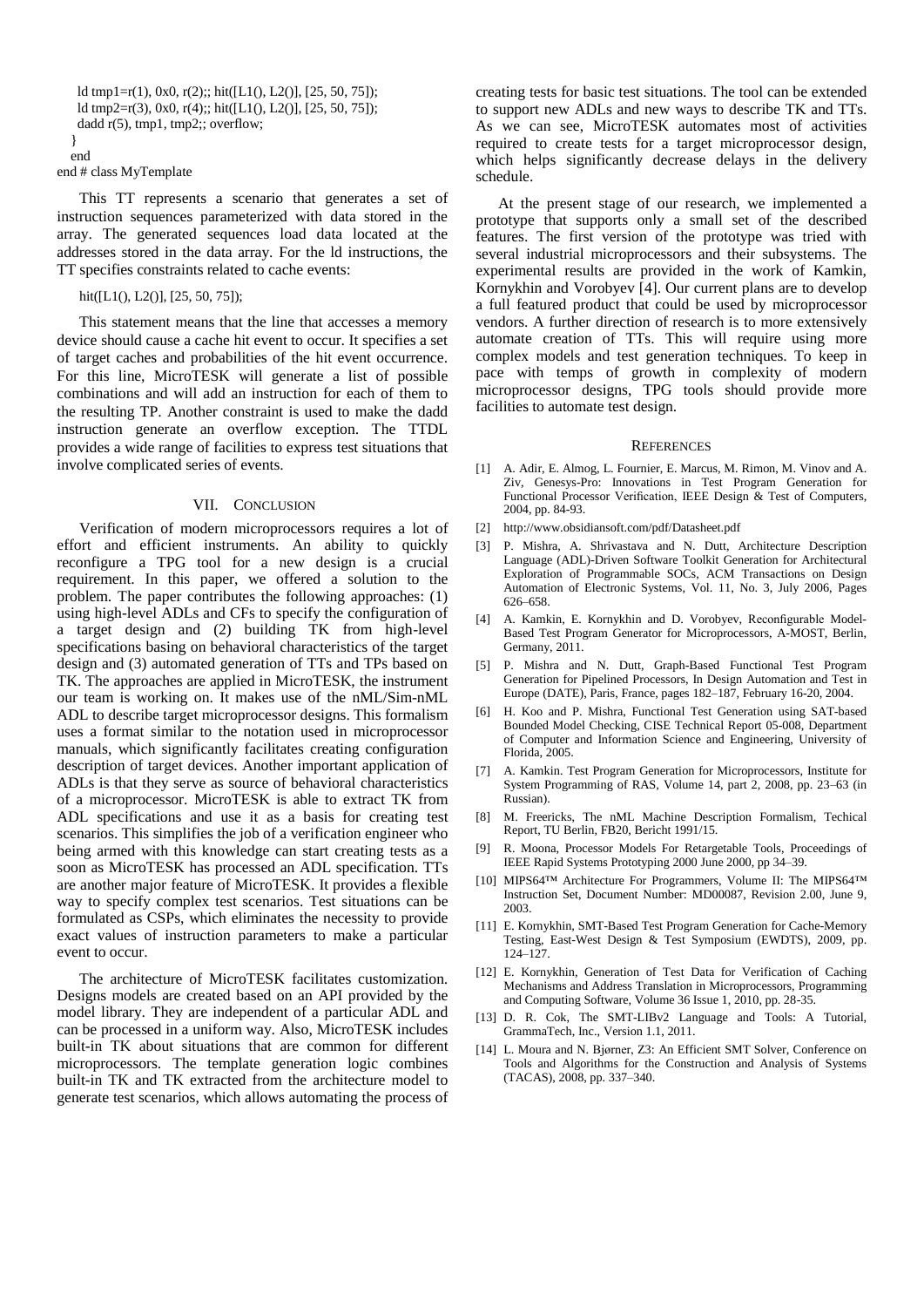```
    ld tmp1=r(1), 0x0, r(2);; hit([L1(), L2()], [25, 50, 75]);
    ld tmp2=r(3), 0x0, r(4);; hit([L1(), L2()], [25, 50, 75]);
    dadd r(5), tmp1, tmp2;; overflow;
  }
  end
end # class MyTemplate
```

This TT represents a scenario that generates a set of instruction sequences parameterized with data stored in the array. The generated sequences load data located at the addresses stored in the data array. For the ld instructions, the TT specifies constraints related to cache events:

```
hit([L1(), L2()], [25, 50, 75]);
```

This statement means that the line that accesses a memory device should cause a cache hit event to occur. It specifies a set of target caches and probabilities of the hit event occurrence. For this line, MicroTESK will generate a list of possible combinations and will add an instruction for each of them to the resulting TP. Another constraint is used to make the dadd instruction generate an overflow exception. The TTDL provides a wide range of facilities to express test situations that involve complicated series of events.

## VII. Conclusion

Verification of modern microprocessors requires a lot of effort and efficient instruments. An ability to quickly reconfigure a TPG tool for a new design is a crucial requirement. In this paper, we offered a solution to the problem. The paper contributes the following approaches: (1) using high-level ADLs and CFs to specify the configuration of a target design and (2) building TK from high-level specifications basing on behavioral characteristics of the target design and (3) automated generation of TTs and TPs based on TK. The approaches are applied in MicroTESK, the instrument our team is working on. It makes use of the nML/Sim-nML ADL to describe target microprocessor designs. This formalism uses a format similar to the notation used in microprocessor manuals, which significantly facilitates creating configuration description of target devices. Another important application of ADLs is that they serve as source of behavioral characteristics of a microprocessor. MicroTESK is able to extract TK from ADL specifications and use it as a basis for creating test scenarios. This simplifies the job of a verification engineer who being armed with this knowledge can start creating tests as a soon as MicroTESK has processed an ADL specification. TTs are another major feature of MicroTESK. It provides a flexible way to specify complex test scenarios. Test situations can be formulated as CSPs, which eliminates the necessity to provide exact values of instruction parameters to make a particular event to occur.

The architecture of MicroTESK facilitates customization. Designs models are created based on an API provided by the model library. They are independent of a particular ADL and can be processed in a uniform way. Also, MicroTESK includes built-in TK about situations that are common for different microprocessors. The template generation logic combines built-in TK and TK extracted from the architecture model to generate test scenarios, which allows automating the process of creating tests for basic test situations. The tool can be extended to support new ADLs and new ways to describe TK and TTs. As we can see, MicroTESK automates most of activities required to create tests for a target microprocessor design, which helps significantly decrease delays in the delivery schedule.

At the present stage of our research, we implemented a prototype that supports only a small set of the described features. The first version of the prototype was tried with several industrial microprocessors and their subsystems. The experimental results are provided in the work of Kamkin, Kornykhin and Vorobyev [4]. Our current plans are to develop a full featured product that could be used by microprocessor vendors. A further direction of research is to more extensively automate creation of TTs. This will require using more complex models and test generation techniques. To keep in pace with temps of growth in complexity of modern microprocessor designs, TPG tools should provide more facilities to automate test design.

## References

[1] A. Adir, E. Almog, L. Fournier, E. Marcus, M. Rimon, M. Vinov and A. Ziv, Genesys-Pro: Innovations in Test Program Generation for Functional Processor Verification, IEEE Design & Test of Computers, 2004, pp. 84-93.

[2] http://www.obsidiansoft.com/pdf/Datasheet.pdf

[3] P. Mishra, A. Shrivastava and N. Dutt, Architecture Description Language (ADL)-Driven Software Toolkit Generation for Architectural Exploration of Programmable SOCs, ACM Transactions on Design Automation of Electronic Systems, Vol. 11, No. 3, July 2006, Pages 626–658.

[4] A. Kamkin, E. Kornykhin and D. Vorobyev, Reconfigurable Model-Based Test Program Generator for Microprocessors, A-MOST, Berlin, Germany, 2011.

[5] P. Mishra and N. Dutt, Graph-Based Functional Test Program Generation for Pipelined Processors, In Design Automation and Test in Europe (DATE), Paris, France, pages 182–187, February 16-20, 2004.

[6] H. Koo and P. Mishra, Functional Test Generation using SAT-based Bounded Model Checking, CISE Technical Report 05-008, Department of Computer and Information Science and Engineering, University of Florida, 2005.

[7] A. Kamkin. Test Program Generation for Microprocessors, Institute for System Programming of RAS, Volume 14, part 2, 2008, pp. 23–63 (in Russian).

[8] M. Freericks, The nML Machine Description Formalism, Techical Report, TU Berlin, FB20, Bericht 1991/15.

[9] R. Moona, Processor Models For Retargetable Tools, Proceedings of IEEE Rapid Systems Prototyping 2000 June 2000, pp 34–39.

[10] MIPS64™ Architecture For Programmers, Volume II: The MIPS64™ Instruction Set, Document Number: MD00087, Revision 2.00, June 9, 2003.

[11] E. Kornykhin, SMT-Based Test Program Generation for Cache-Memory Testing, East-West Design & Test Symposium (EWDTS), 2009, pp. 124–127.

[12] E. Kornykhin, Generation of Test Data for Verification of Caching Mechanisms and Address Translation in Microprocessors, Programming and Computing Software, Volume 36 Issue 1, 2010, pp. 28-35.

[13] D. R. Cok, The SMT-LIBv2 Language and Tools: A Tutorial, GrammaTech, Inc., Version 1.1, 2011.

[14] L. Moura and N. Bjørner, Z3: An Efficient SMT Solver, Conference on Tools and Algorithms for the Construction and Analysis of Systems (TACAS), 2008, pp. 337–340.